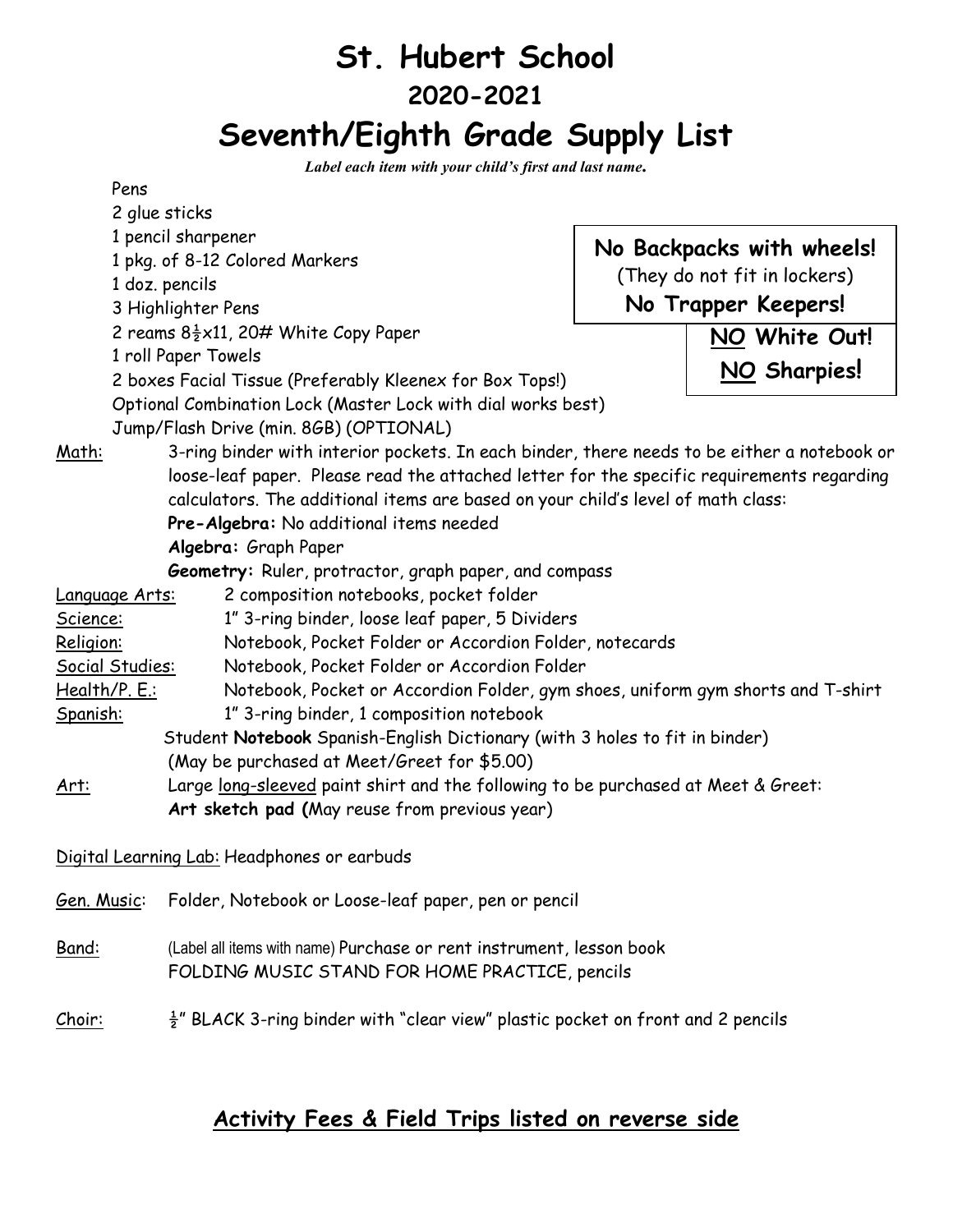# St. Hubert School

## 2020-2021

# Seventh/Eighth Grade Supply List

***Label each item with your child's first and last name.***

- Pens
- 2 glue sticks
- 1 pencil sharpener
- 1 pkg. of 8-12 Colored Markers
- 1 doz. pencils
- 3 Highlighter Pens
- 2 reams 8½x11, 20# White Copy Paper
- 1 roll Paper Towels
- 2 boxes Facial Tissue (Preferably Kleenex for Box Tops!)
- Optional Combination Lock (Master Lock with dial works best)
- Jump/Flash Drive (min. 8GB) (OPTIONAL)

**No Backpacks with wheels!**
(They do not fit in lockers)
**No Trapper Keepers!**

**NO White Out!**
**NO Sharpies!**

Math: 3-ring binder with interior pockets. In each binder, there needs to be either a notebook or loose-leaf paper. Please read the attached letter for the specific requirements regarding calculators. The additional items are based on your child's level of math class:
- **Pre-Algebra:** No additional items needed
- **Algebra:** Graph Paper
- **Geometry:** Ruler, protractor, graph paper, and compass

Language Arts: 2 composition notebooks, pocket folder

Science: 1" 3-ring binder, loose leaf paper, 5 Dividers

Religion: Notebook, Pocket Folder or Accordion Folder, notecards

Social Studies: Notebook, Pocket Folder or Accordion Folder

Health/P. E.: Notebook, Pocket or Accordion Folder, gym shoes, uniform gym shorts and T-shirt

Spanish: 1" 3-ring binder, 1 composition notebook
Student **Notebook** Spanish-English Dictionary (with 3 holes to fit in binder)
(May be purchased at Meet/Greet for $5.00)

Art: Large long-sleeved paint shirt and the following to be purchased at Meet & Greet:
**Art sketch pad (**May reuse from previous year)

Digital Learning Lab: Headphones or earbuds

Gen. Music: Folder, Notebook or Loose-leaf paper, pen or pencil

Band: (Label all items with name) Purchase or rent instrument, lesson book
FOLDING MUSIC STAND FOR HOME PRACTICE, pencils

Choir: ½" BLACK 3-ring binder with "clear view" plastic pocket on front and 2 pencils

## Activity Fees & Field Trips listed on reverse side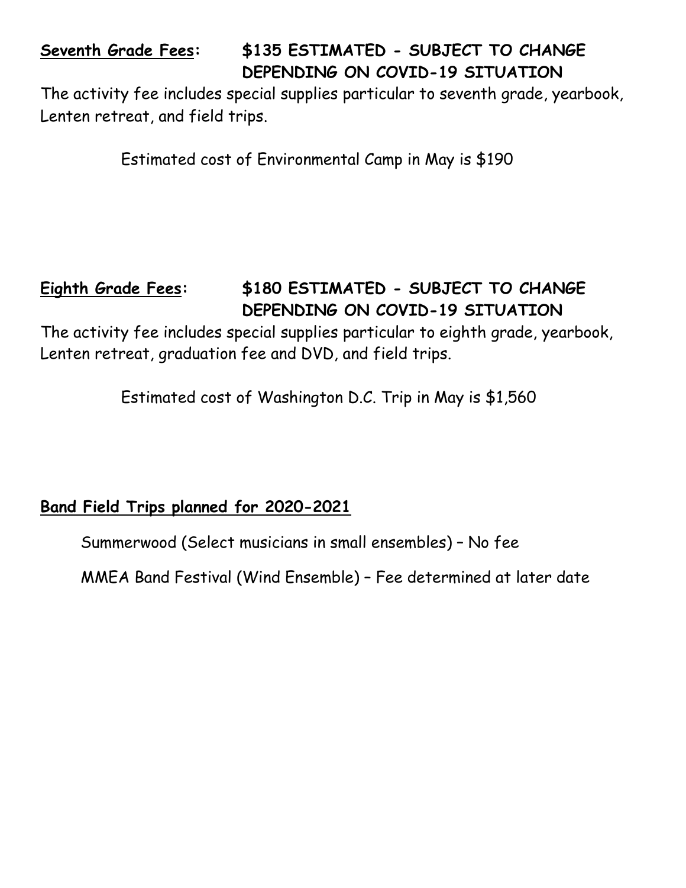**Seventh Grade Fees:** **$135 ESTIMATED - SUBJECT TO CHANGE DEPENDING ON COVID-19 SITUATION**

The activity fee includes special supplies particular to seventh grade, yearbook, Lenten retreat, and field trips.

Estimated cost of Environmental Camp in May is $190

**Eighth Grade Fees:** **$180 ESTIMATED - SUBJECT TO CHANGE DEPENDING ON COVID-19 SITUATION**

The activity fee includes special supplies particular to eighth grade, yearbook, Lenten retreat, graduation fee and DVD, and field trips.

Estimated cost of Washington D.C. Trip in May is $1,560

**Band Field Trips planned for 2020-2021**

Summerwood (Select musicians in small ensembles) – No fee

MMEA Band Festival (Wind Ensemble) – Fee determined at later date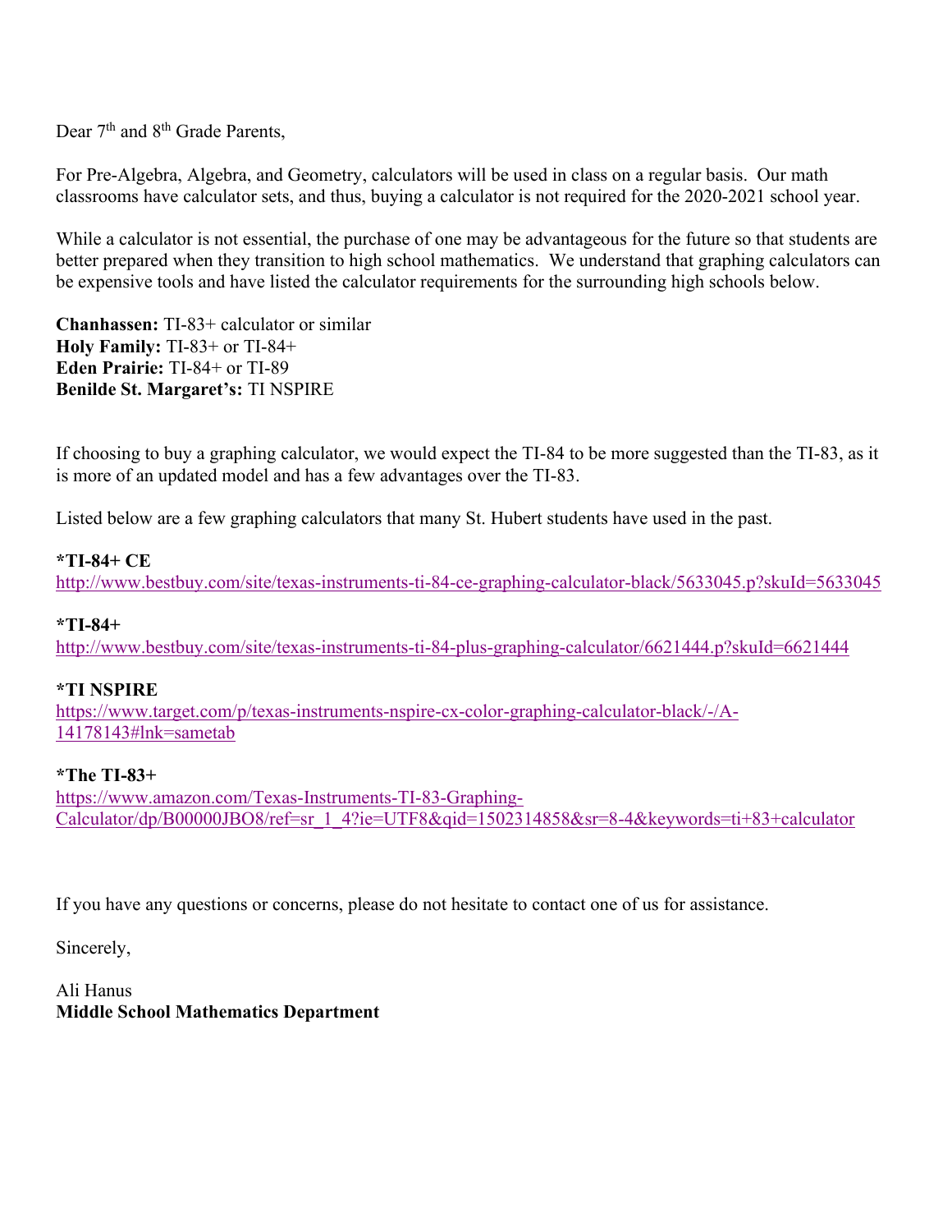Dear 7th and 8th Grade Parents,

For Pre-Algebra, Algebra, and Geometry, calculators will be used in class on a regular basis. Our math classrooms have calculator sets, and thus, buying a calculator is not required for the 2020-2021 school year.

While a calculator is not essential, the purchase of one may be advantageous for the future so that students are better prepared when they transition to high school mathematics. We understand that graphing calculators can be expensive tools and have listed the calculator requirements for the surrounding high schools below.

**Chanhassen:** TI-83+ calculator or similar
**Holy Family:** TI-83+ or TI-84+
**Eden Prairie:** TI-84+ or TI-89
**Benilde St. Margaret's:** TI NSPIRE

If choosing to buy a graphing calculator, we would expect the TI-84 to be more suggested than the TI-83, as it is more of an updated model and has a few advantages over the TI-83.

Listed below are a few graphing calculators that many St. Hubert students have used in the past.

**\*TI-84+ CE**
http://www.bestbuy.com/site/texas-instruments-ti-84-ce-graphing-calculator-black/5633045.p?skuId=5633045

**\*TI-84+**
http://www.bestbuy.com/site/texas-instruments-ti-84-plus-graphing-calculator/6621444.p?skuId=6621444

**\*TI NSPIRE**
https://www.target.com/p/texas-instruments-nspire-cx-color-graphing-calculator-black/-/A-14178143#lnk=sametab

**\*The TI-83+**
https://www.amazon.com/Texas-Instruments-TI-83-Graphing-Calculator/dp/B00000JBO8/ref=sr_1_4?ie=UTF8&qid=1502314858&sr=8-4&keywords=ti+83+calculator

If you have any questions or concerns, please do not hesitate to contact one of us for assistance.

Sincerely,

Ali Hanus
**Middle School Mathematics Department**